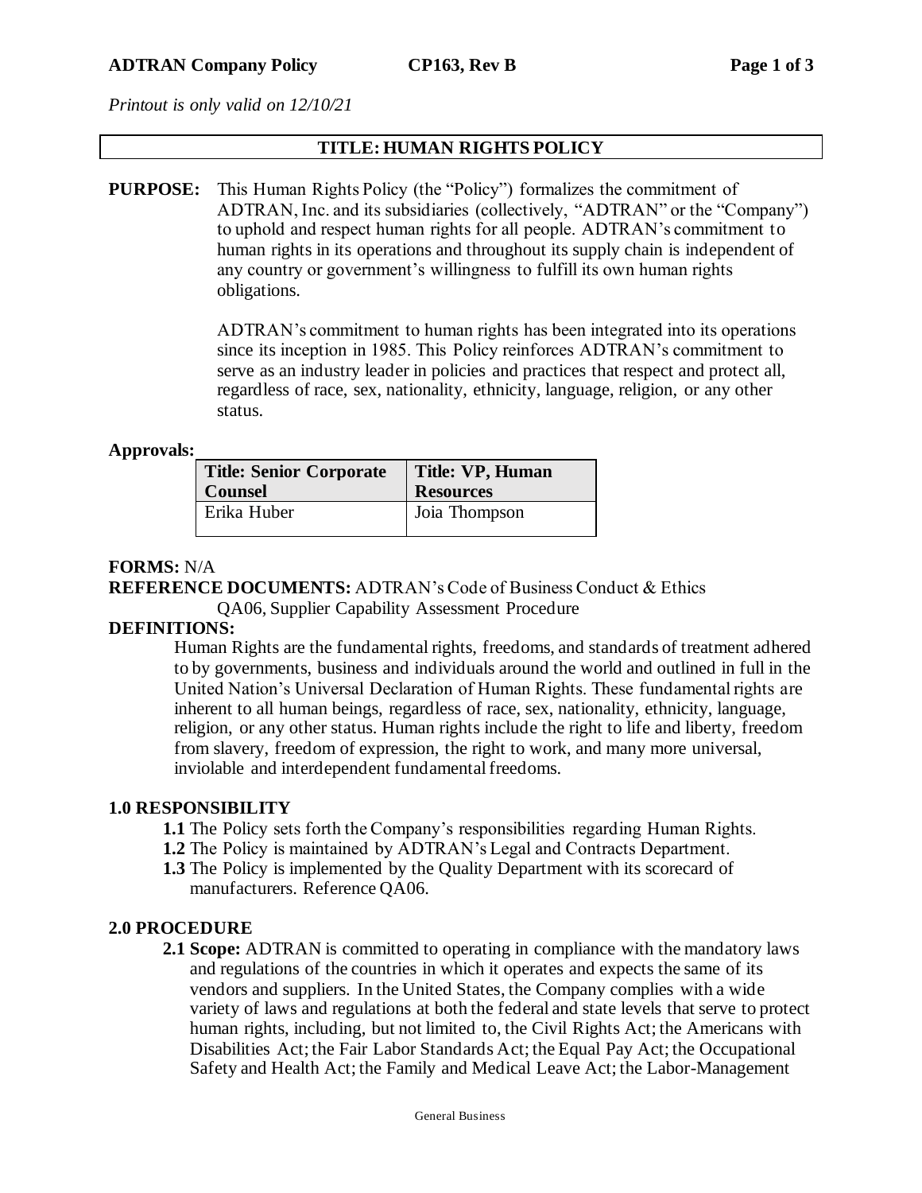*Printout is only valid on 12/10/21*

# TITLE: HUMAN RIGHTS POLICY

**PURPOSE:** This Human Rights Policy (the "Policy") formalizes the commitment of ADTRAN, Inc. and its subsidiaries (collectively, "ADTRAN" or the "Company") to uphold and respect human rights for all people. ADTRAN's commitment to human rights in its operations and throughout its supply chain is independent of any country or government's willingness to fulfill its own human rights obligations.

ADTRAN's commitment to human rights has been integrated into its operations since its inception in 1985. This Policy reinforces ADTRAN's commitment to serve as an industry leader in policies and practices that respect and protect all, regardless of race, sex, nationality, ethnicity, language, religion, or any other status.

**Approvals:**

| Title: Senior Corporate Counsel | Title: VP, Human Resources |
|---|---|
| Erika Huber | Joia Thompson |

**FORMS:** N/A

**REFERENCE DOCUMENTS:** ADTRAN's Code of Business Conduct & Ethics
QA06, Supplier Capability Assessment Procedure

**DEFINITIONS:**

Human Rights are the fundamental rights, freedoms, and standards of treatment adhered to by governments, business and individuals around the world and outlined in full in the United Nation's Universal Declaration of Human Rights. These fundamental rights are inherent to all human beings, regardless of race, sex, nationality, ethnicity, language, religion, or any other status. Human rights include the right to life and liberty, freedom from slavery, freedom of expression, the right to work, and many more universal, inviolable and interdependent fundamental freedoms.

## 1.0 RESPONSIBILITY

**1.1** The Policy sets forth the Company's responsibilities regarding Human Rights.

**1.2** The Policy is maintained by ADTRAN's Legal and Contracts Department.

**1.3** The Policy is implemented by the Quality Department with its scorecard of manufacturers. Reference QA06.

## 2.0 PROCEDURE

**2.1 Scope:** ADTRAN is committed to operating in compliance with the mandatory laws and regulations of the countries in which it operates and expects the same of its vendors and suppliers. In the United States, the Company complies with a wide variety of laws and regulations at both the federal and state levels that serve to protect human rights, including, but not limited to, the Civil Rights Act; the Americans with Disabilities Act; the Fair Labor Standards Act; the Equal Pay Act; the Occupational Safety and Health Act; the Family and Medical Leave Act; the Labor-Management

General Business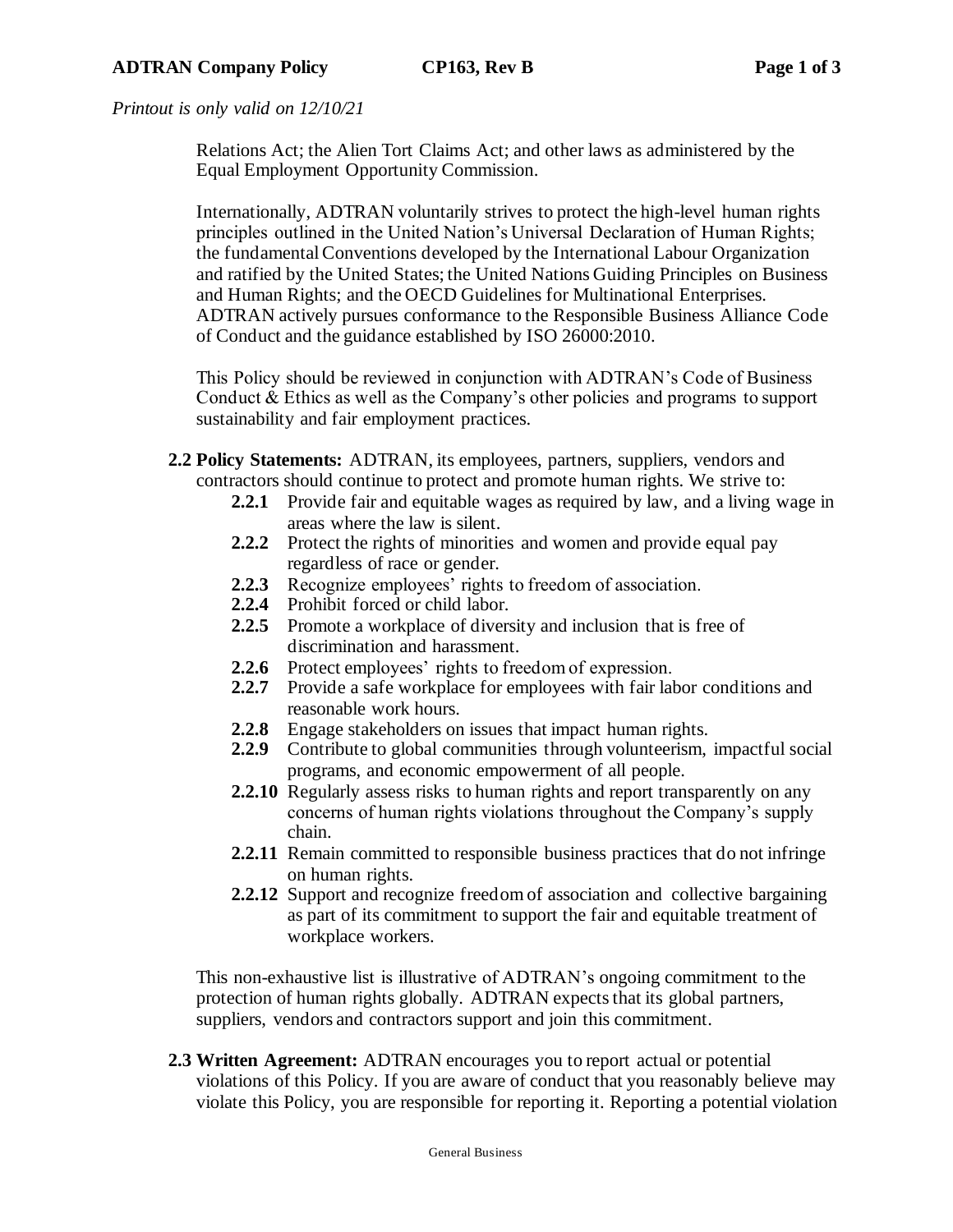Relations Act; the Alien Tort Claims Act; and other laws as administered by the Equal Employment Opportunity Commission.

Internationally, ADTRAN voluntarily strives to protect the high-level human rights principles outlined in the United Nation's Universal Declaration of Human Rights; the fundamental Conventions developed by the International Labour Organization and ratified by the United States; the United Nations Guiding Principles on Business and Human Rights; and the OECD Guidelines for Multinational Enterprises. ADTRAN actively pursues conformance to the Responsible Business Alliance Code of Conduct and the guidance established by ISO 26000:2010.

This Policy should be reviewed in conjunction with ADTRAN's Code of Business Conduct & Ethics as well as the Company's other policies and programs to support sustainability and fair employment practices.

**2.2 Policy Statements:** ADTRAN, its employees, partners, suppliers, vendors and contractors should continue to protect and promote human rights. We strive to:

- **2.2.1** Provide fair and equitable wages as required by law, and a living wage in areas where the law is silent.
- **2.2.2** Protect the rights of minorities and women and provide equal pay regardless of race or gender.
- **2.2.3** Recognize employees' rights to freedom of association.
- **2.2.4** Prohibit forced or child labor.
- **2.2.5** Promote a workplace of diversity and inclusion that is free of discrimination and harassment.
- **2.2.6** Protect employees' rights to freedom of expression.
- **2.2.7** Provide a safe workplace for employees with fair labor conditions and reasonable work hours.
- **2.2.8** Engage stakeholders on issues that impact human rights.
- **2.2.9** Contribute to global communities through volunteerism, impactful social programs, and economic empowerment of all people.
- **2.2.10** Regularly assess risks to human rights and report transparently on any concerns of human rights violations throughout the Company's supply chain.
- **2.2.11** Remain committed to responsible business practices that do not infringe on human rights.
- **2.2.12** Support and recognize freedom of association and collective bargaining as part of its commitment to support the fair and equitable treatment of workplace workers.

This non-exhaustive list is illustrative of ADTRAN's ongoing commitment to the protection of human rights globally. ADTRAN expects that its global partners, suppliers, vendors and contractors support and join this commitment.

**2.3 Written Agreement:** ADTRAN encourages you to report actual or potential violations of this Policy. If you are aware of conduct that you reasonably believe may violate this Policy, you are responsible for reporting it. Reporting a potential violation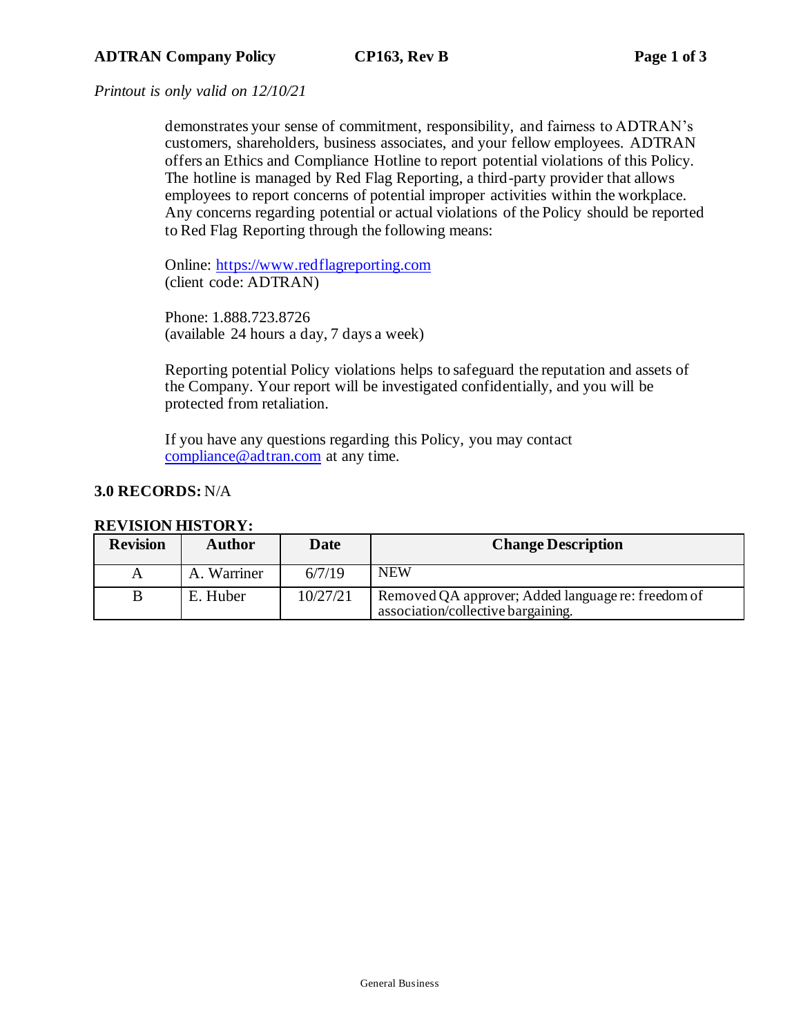demonstrates your sense of commitment, responsibility, and fairness to ADTRAN's customers, shareholders, business associates, and your fellow employees. ADTRAN offers an Ethics and Compliance Hotline to report potential violations of this Policy. The hotline is managed by Red Flag Reporting, a third-party provider that allows employees to report concerns of potential improper activities within the workplace. Any concerns regarding potential or actual violations of the Policy should be reported to Red Flag Reporting through the following means:

Online: https://www.redflagreporting.com
(client code: ADTRAN)

Phone: 1.888.723.8726
(available 24 hours a day, 7 days a week)

Reporting potential Policy violations helps to safeguard the reputation and assets of the Company. Your report will be investigated confidentially, and you will be protected from retaliation.

If you have any questions regarding this Policy, you may contact compliance@adtran.com at any time.

**3.0 RECORDS:** N/A

**REVISION HISTORY:**

| Revision | Author | Date | Change Description |
|---|---|---|---|
| A | A. Warriner | 6/7/19 | NEW |
| B | E. Huber | 10/27/21 | Removed QA approver; Added language re: freedom of association/collective bargaining. |